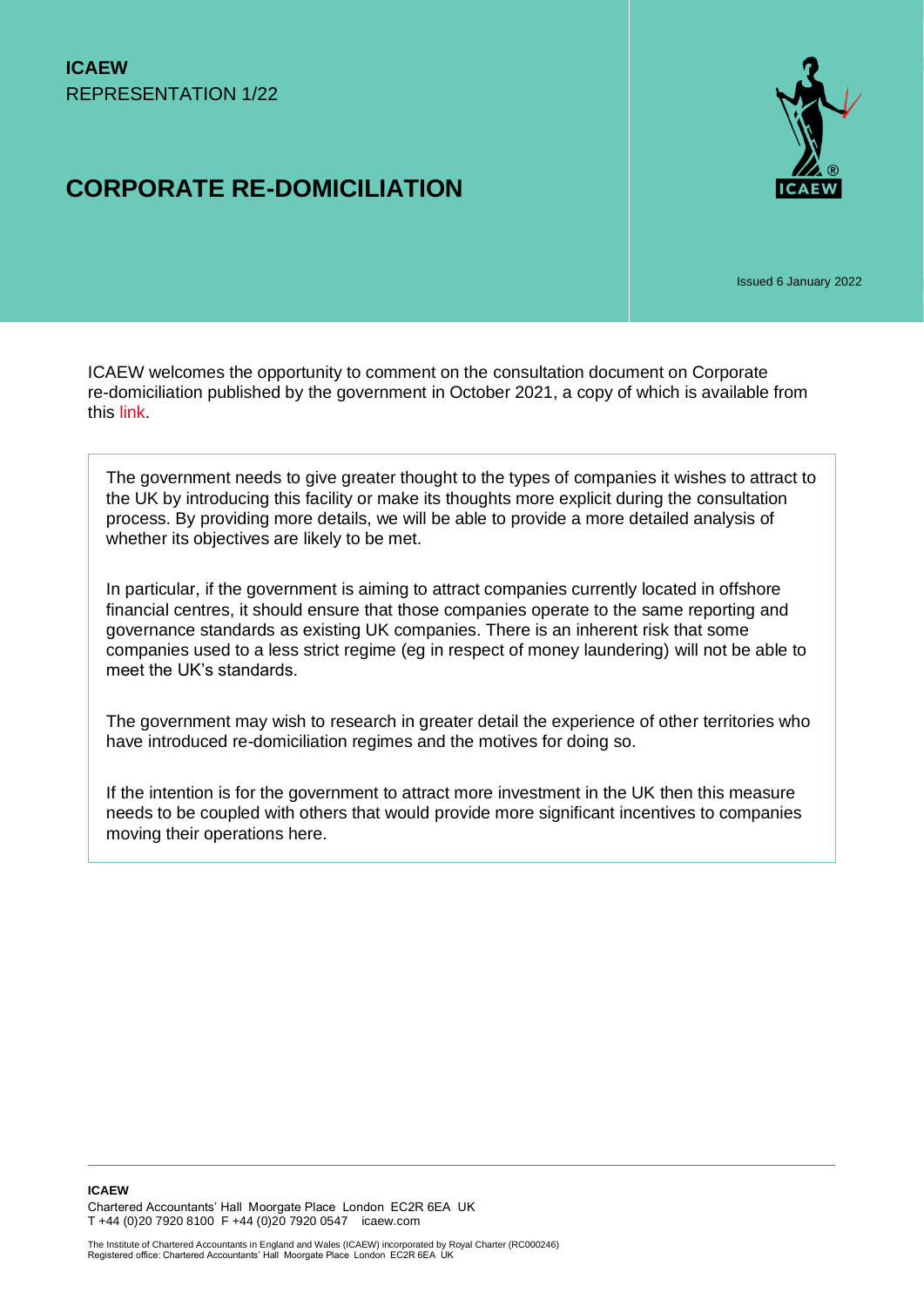**ICAEW**
REPRESENTATION 1/22

# CORPORATE RE-DOMICILIATION

Issued 6 January 2022

ICAEW welcomes the opportunity to comment on the consultation document on Corporate re-domiciliation published by the government in October 2021, a copy of which is available from this link.

The government needs to give greater thought to the types of companies it wishes to attract to the UK by introducing this facility or make its thoughts more explicit during the consultation process. By providing more details, we will be able to provide a more detailed analysis of whether its objectives are likely to be met.

In particular, if the government is aiming to attract companies currently located in offshore financial centres, it should ensure that those companies operate to the same reporting and governance standards as existing UK companies. There is an inherent risk that some companies used to a less strict regime (eg in respect of money laundering) will not be able to meet the UK's standards.

The government may wish to research in greater detail the experience of other territories who have introduced re-domiciliation regimes and the motives for doing so.

If the intention is for the government to attract more investment in the UK then this measure needs to be coupled with others that would provide more significant incentives to companies moving their operations here.

**ICAEW**
Chartered Accountants' Hall Moorgate Place London EC2R 6EA UK
T +44 (0)20 7920 8100 F +44 (0)20 7920 0547 icaew.com

The Institute of Chartered Accountants in England and Wales (ICAEW) incorporated by Royal Charter (RC000246)
Registered office: Chartered Accountants' Hall Moorgate Place London EC2R 6EA UK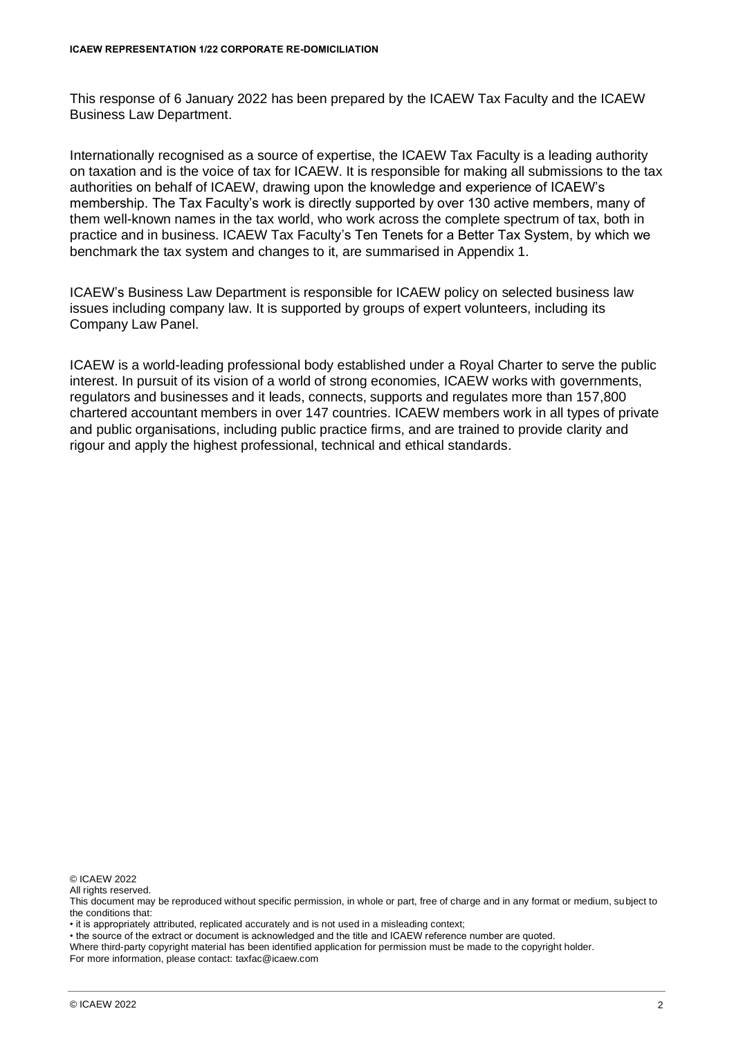This response of 6 January 2022 has been prepared by the ICAEW Tax Faculty and the ICAEW Business Law Department.

Internationally recognised as a source of expertise, the ICAEW Tax Faculty is a leading authority on taxation and is the voice of tax for ICAEW. It is responsible for making all submissions to the tax authorities on behalf of ICAEW, drawing upon the knowledge and experience of ICAEW's membership. The Tax Faculty's work is directly supported by over 130 active members, many of them well-known names in the tax world, who work across the complete spectrum of tax, both in practice and in business. ICAEW Tax Faculty's Ten Tenets for a Better Tax System, by which we benchmark the tax system and changes to it, are summarised in Appendix 1.

ICAEW's Business Law Department is responsible for ICAEW policy on selected business law issues including company law. It is supported by groups of expert volunteers, including its Company Law Panel.

ICAEW is a world-leading professional body established under a Royal Charter to serve the public interest. In pursuit of its vision of a world of strong economies, ICAEW works with governments, regulators and businesses and it leads, connects, supports and regulates more than 157,800 chartered accountant members in over 147 countries. ICAEW members work in all types of private and public organisations, including public practice firms, and are trained to provide clarity and rigour and apply the highest professional, technical and ethical standards.

© ICAEW 2022
All rights reserved.
This document may be reproduced without specific permission, in whole or part, free of charge and in any format or medium, subject to the conditions that:
• it is appropriately attributed, replicated accurately and is not used in a misleading context;
• the source of the extract or document is acknowledged and the title and ICAEW reference number are quoted.
Where third-party copyright material has been identified application for permission must be made to the copyright holder.
For more information, please contact: taxfac@icaew.com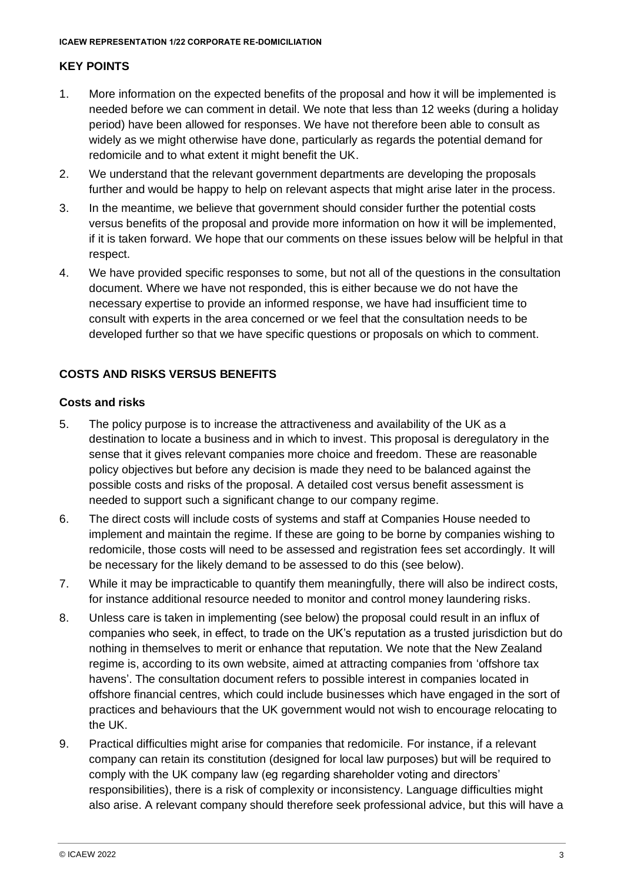## KEY POINTS

1. More information on the expected benefits of the proposal and how it will be implemented is needed before we can comment in detail. We note that less than 12 weeks (during a holiday period) have been allowed for responses. We have not therefore been able to consult as widely as we might otherwise have done, particularly as regards the potential demand for redomicile and to what extent it might benefit the UK.
2. We understand that the relevant government departments are developing the proposals further and would be happy to help on relevant aspects that might arise later in the process.
3. In the meantime, we believe that government should consider further the potential costs versus benefits of the proposal and provide more information on how it will be implemented, if it is taken forward. We hope that our comments on these issues below will be helpful in that respect.
4. We have provided specific responses to some, but not all of the questions in the consultation document. Where we have not responded, this is either because we do not have the necessary expertise to provide an informed response, we have had insufficient time to consult with experts in the area concerned or we feel that the consultation needs to be developed further so that we have specific questions or proposals on which to comment.

## COSTS AND RISKS VERSUS BENEFITS

### Costs and risks

5. The policy purpose is to increase the attractiveness and availability of the UK as a destination to locate a business and in which to invest. This proposal is deregulatory in the sense that it gives relevant companies more choice and freedom. These are reasonable policy objectives but before any decision is made they need to be balanced against the possible costs and risks of the proposal. A detailed cost versus benefit assessment is needed to support such a significant change to our company regime.
6. The direct costs will include costs of systems and staff at Companies House needed to implement and maintain the regime. If these are going to be borne by companies wishing to redomicile, those costs will need to be assessed and registration fees set accordingly. It will be necessary for the likely demand to be assessed to do this (see below).
7. While it may be impracticable to quantify them meaningfully, there will also be indirect costs, for instance additional resource needed to monitor and control money laundering risks.
8. Unless care is taken in implementing (see below) the proposal could result in an influx of companies who seek, in effect, to trade on the UK's reputation as a trusted jurisdiction but do nothing in themselves to merit or enhance that reputation. We note that the New Zealand regime is, according to its own website, aimed at attracting companies from 'offshore tax havens'. The consultation document refers to possible interest in companies located in offshore financial centres, which could include businesses which have engaged in the sort of practices and behaviours that the UK government would not wish to encourage relocating to the UK.
9. Practical difficulties might arise for companies that redomicile. For instance, if a relevant company can retain its constitution (designed for local law purposes) but will be required to comply with the UK company law (eg regarding shareholder voting and directors' responsibilities), there is a risk of complexity or inconsistency. Language difficulties might also arise. A relevant company should therefore seek professional advice, but this will have a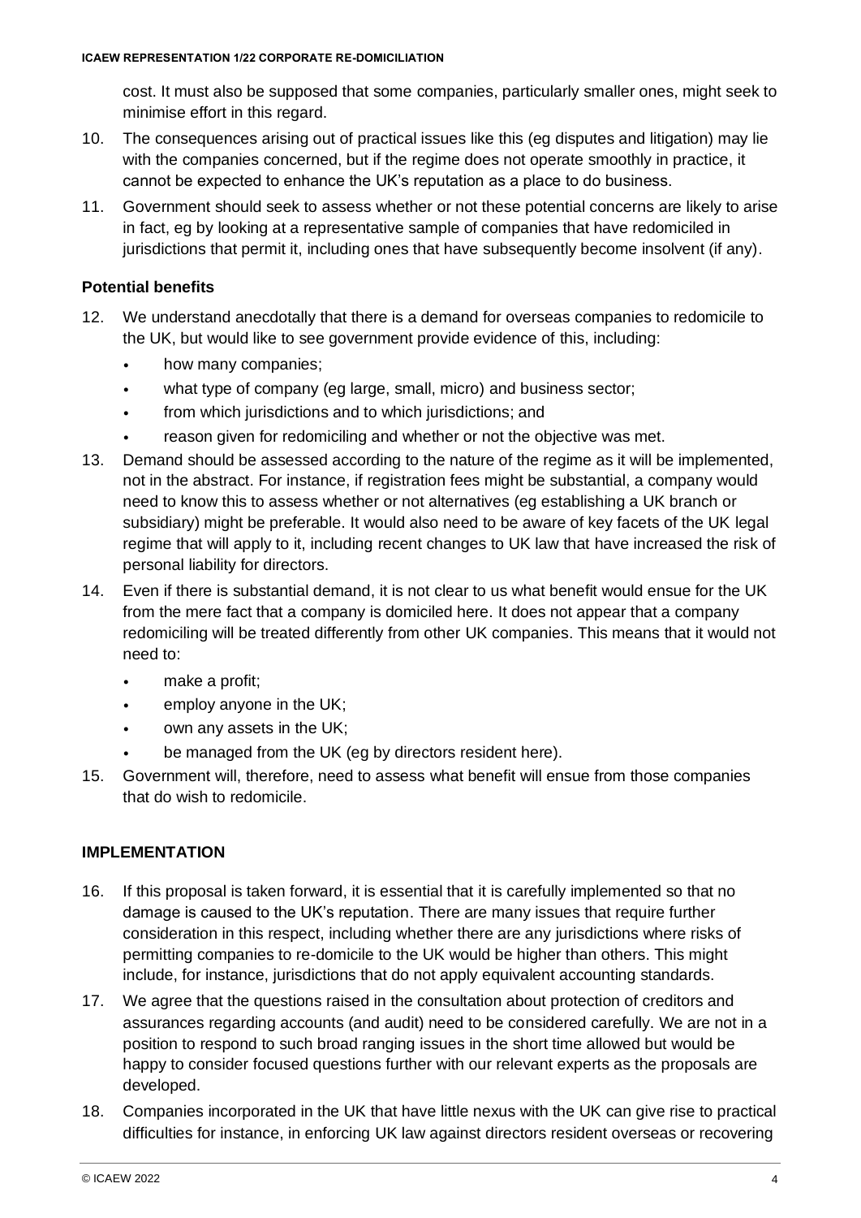cost. It must also be supposed that some companies, particularly smaller ones, might seek to minimise effort in this regard.

10. The consequences arising out of practical issues like this (eg disputes and litigation) may lie with the companies concerned, but if the regime does not operate smoothly in practice, it cannot be expected to enhance the UK's reputation as a place to do business.
11. Government should seek to assess whether or not these potential concerns are likely to arise in fact, eg by looking at a representative sample of companies that have redomiciled in jurisdictions that permit it, including ones that have subsequently become insolvent (if any).

### Potential benefits

12. We understand anecdotally that there is a demand for overseas companies to redomicile to the UK, but would like to see government provide evidence of this, including:
    - how many companies;
    - what type of company (eg large, small, micro) and business sector;
    - from which jurisdictions and to which jurisdictions; and
    - reason given for redomiciling and whether or not the objective was met.
13. Demand should be assessed according to the nature of the regime as it will be implemented, not in the abstract. For instance, if registration fees might be substantial, a company would need to know this to assess whether or not alternatives (eg establishing a UK branch or subsidiary) might be preferable. It would also need to be aware of key facets of the UK legal regime that will apply to it, including recent changes to UK law that have increased the risk of personal liability for directors.
14. Even if there is substantial demand, it is not clear to us what benefit would ensue for the UK from the mere fact that a company is domiciled here. It does not appear that a company redomiciling will be treated differently from other UK companies. This means that it would not need to:
    - make a profit;
    - employ anyone in the UK;
    - own any assets in the UK;
    - be managed from the UK (eg by directors resident here).
15. Government will, therefore, need to assess what benefit will ensue from those companies that do wish to redomicile.

## IMPLEMENTATION

16. If this proposal is taken forward, it is essential that it is carefully implemented so that no damage is caused to the UK's reputation. There are many issues that require further consideration in this respect, including whether there are any jurisdictions where risks of permitting companies to re-domicile to the UK would be higher than others. This might include, for instance, jurisdictions that do not apply equivalent accounting standards.
17. We agree that the questions raised in the consultation about protection of creditors and assurances regarding accounts (and audit) need to be considered carefully. We are not in a position to respond to such broad ranging issues in the short time allowed but would be happy to consider focused questions further with our relevant experts as the proposals are developed.
18. Companies incorporated in the UK that have little nexus with the UK can give rise to practical difficulties for instance, in enforcing UK law against directors resident overseas or recovering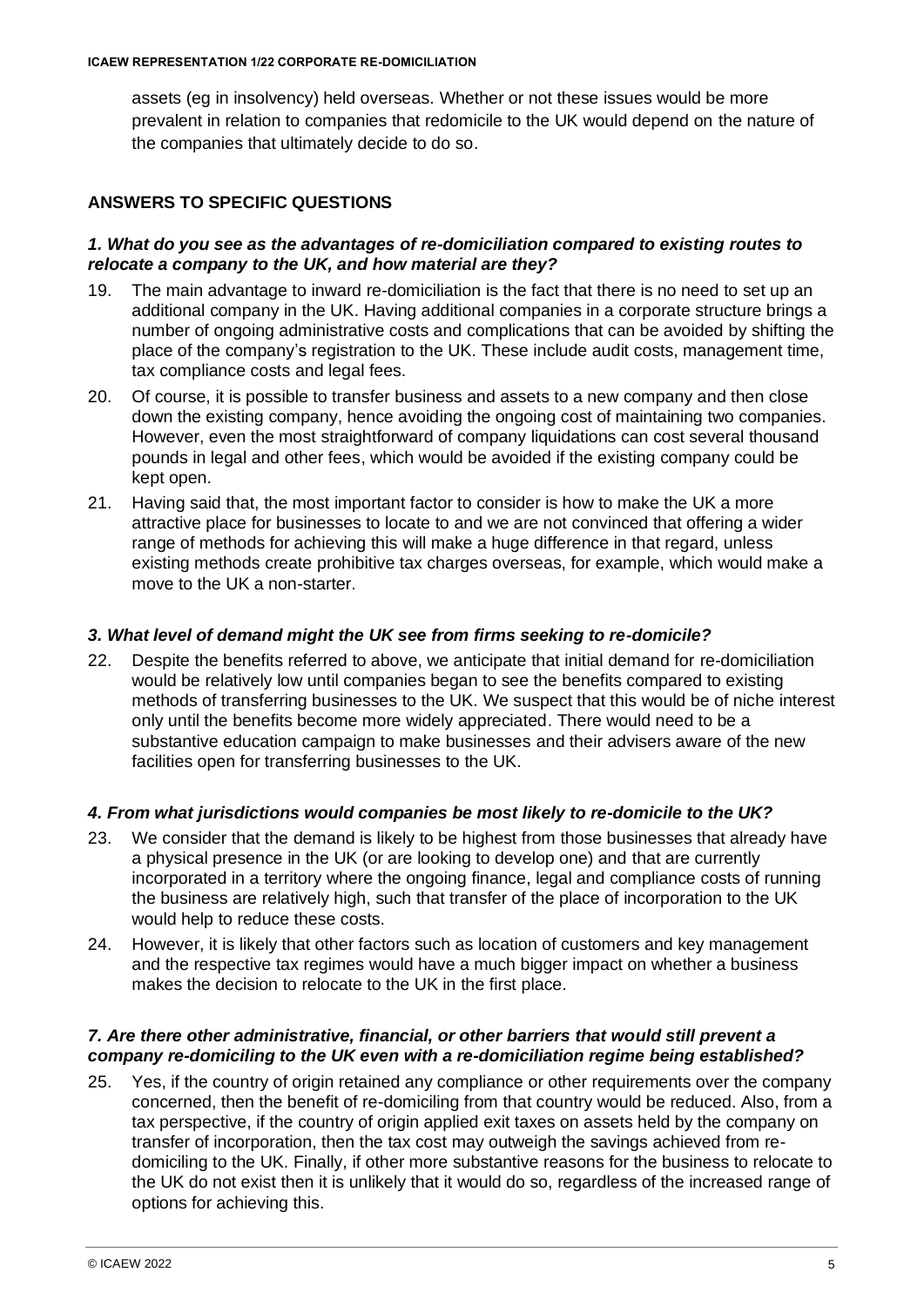assets (eg in insolvency) held overseas. Whether or not these issues would be more prevalent in relation to companies that redomicile to the UK would depend on the nature of the companies that ultimately decide to do so.

## ANSWERS TO SPECIFIC QUESTIONS

### *1. What do you see as the advantages of re-domiciliation compared to existing routes to relocate a company to the UK, and how material are they?*

19. The main advantage to inward re-domiciliation is the fact that there is no need to set up an additional company in the UK. Having additional companies in a corporate structure brings a number of ongoing administrative costs and complications that can be avoided by shifting the place of the company's registration to the UK. These include audit costs, management time, tax compliance costs and legal fees.
20. Of course, it is possible to transfer business and assets to a new company and then close down the existing company, hence avoiding the ongoing cost of maintaining two companies. However, even the most straightforward of company liquidations can cost several thousand pounds in legal and other fees, which would be avoided if the existing company could be kept open.
21. Having said that, the most important factor to consider is how to make the UK a more attractive place for businesses to locate to and we are not convinced that offering a wider range of methods for achieving this will make a huge difference in that regard, unless existing methods create prohibitive tax charges overseas, for example, which would make a move to the UK a non-starter.

### *3. What level of demand might the UK see from firms seeking to re-domicile?*

22. Despite the benefits referred to above, we anticipate that initial demand for re-domiciliation would be relatively low until companies began to see the benefits compared to existing methods of transferring businesses to the UK. We suspect that this would be of niche interest only until the benefits become more widely appreciated. There would need to be a substantive education campaign to make businesses and their advisers aware of the new facilities open for transferring businesses to the UK.

### *4. From what jurisdictions would companies be most likely to re-domicile to the UK?*

23. We consider that the demand is likely to be highest from those businesses that already have a physical presence in the UK (or are looking to develop one) and that are currently incorporated in a territory where the ongoing finance, legal and compliance costs of running the business are relatively high, such that transfer of the place of incorporation to the UK would help to reduce these costs.
24. However, it is likely that other factors such as location of customers and key management and the respective tax regimes would have a much bigger impact on whether a business makes the decision to relocate to the UK in the first place.

### *7. Are there other administrative, financial, or other barriers that would still prevent a company re-domiciling to the UK even with a re-domiciliation regime being established?*

25. Yes, if the country of origin retained any compliance or other requirements over the company concerned, then the benefit of re-domiciling from that country would be reduced. Also, from a tax perspective, if the country of origin applied exit taxes on assets held by the company on transfer of incorporation, then the tax cost may outweigh the savings achieved from re-domiciling to the UK. Finally, if other more substantive reasons for the business to relocate to the UK do not exist then it is unlikely that it would do so, regardless of the increased range of options for achieving this.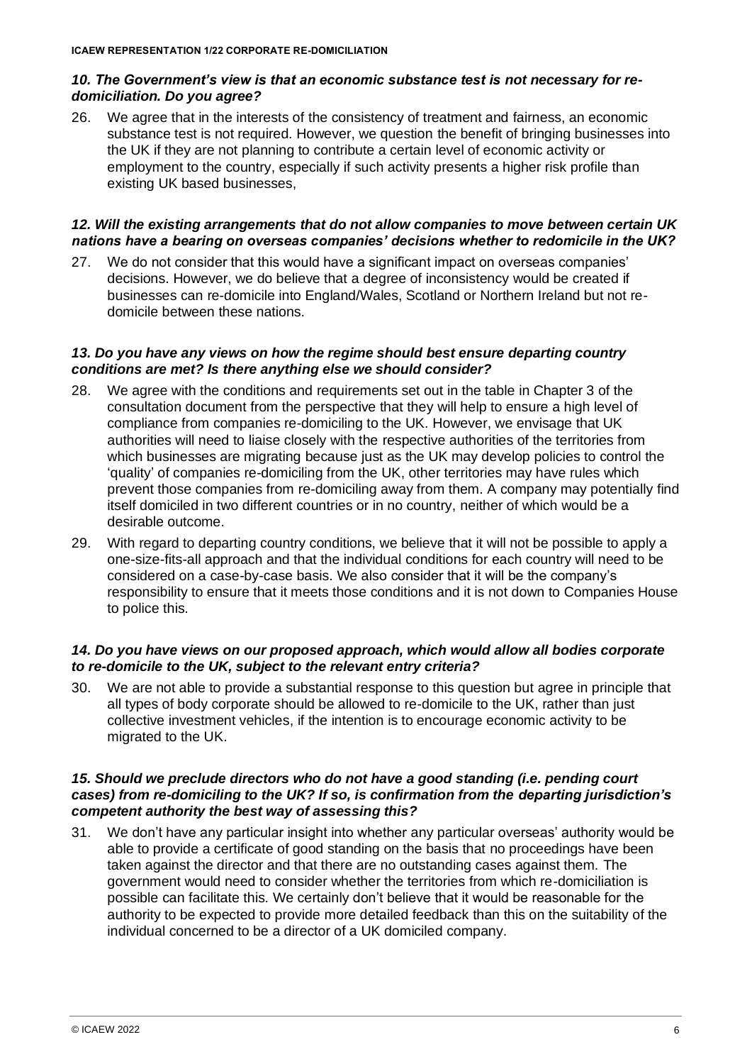### *10. The Government's view is that an economic substance test is not necessary for re-domiciliation. Do you agree?*

26. We agree that in the interests of the consistency of treatment and fairness, an economic substance test is not required. However, we question the benefit of bringing businesses into the UK if they are not planning to contribute a certain level of economic activity or employment to the country, especially if such activity presents a higher risk profile than existing UK based businesses,

### *12. Will the existing arrangements that do not allow companies to move between certain UK nations have a bearing on overseas companies' decisions whether to redomicile in the UK?*

27. We do not consider that this would have a significant impact on overseas companies' decisions. However, we do believe that a degree of inconsistency would be created if businesses can re-domicile into England/Wales, Scotland or Northern Ireland but not re-domicile between these nations.

### *13. Do you have any views on how the regime should best ensure departing country conditions are met? Is there anything else we should consider?*

28. We agree with the conditions and requirements set out in the table in Chapter 3 of the consultation document from the perspective that they will help to ensure a high level of compliance from companies re-domiciling to the UK. However, we envisage that UK authorities will need to liaise closely with the respective authorities of the territories from which businesses are migrating because just as the UK may develop policies to control the 'quality' of companies re-domiciling from the UK, other territories may have rules which prevent those companies from re-domiciling away from them. A company may potentially find itself domiciled in two different countries or in no country, neither of which would be a desirable outcome.

29. With regard to departing country conditions, we believe that it will not be possible to apply a one-size-fits-all approach and that the individual conditions for each country will need to be considered on a case-by-case basis. We also consider that it will be the company's responsibility to ensure that it meets those conditions and it is not down to Companies House to police this.

### *14. Do you have views on our proposed approach, which would allow all bodies corporate to re-domicile to the UK, subject to the relevant entry criteria?*

30. We are not able to provide a substantial response to this question but agree in principle that all types of body corporate should be allowed to re-domicile to the UK, rather than just collective investment vehicles, if the intention is to encourage economic activity to be migrated to the UK.

### *15. Should we preclude directors who do not have a good standing (i.e. pending court cases) from re-domiciling to the UK? If so, is confirmation from the departing jurisdiction's competent authority the best way of assessing this?*

31. We don't have any particular insight into whether any particular overseas' authority would be able to provide a certificate of good standing on the basis that no proceedings have been taken against the director and that there are no outstanding cases against them. The government would need to consider whether the territories from which re-domiciliation is possible can facilitate this. We certainly don't believe that it would be reasonable for the authority to be expected to provide more detailed feedback than this on the suitability of the individual concerned to be a director of a UK domiciled company.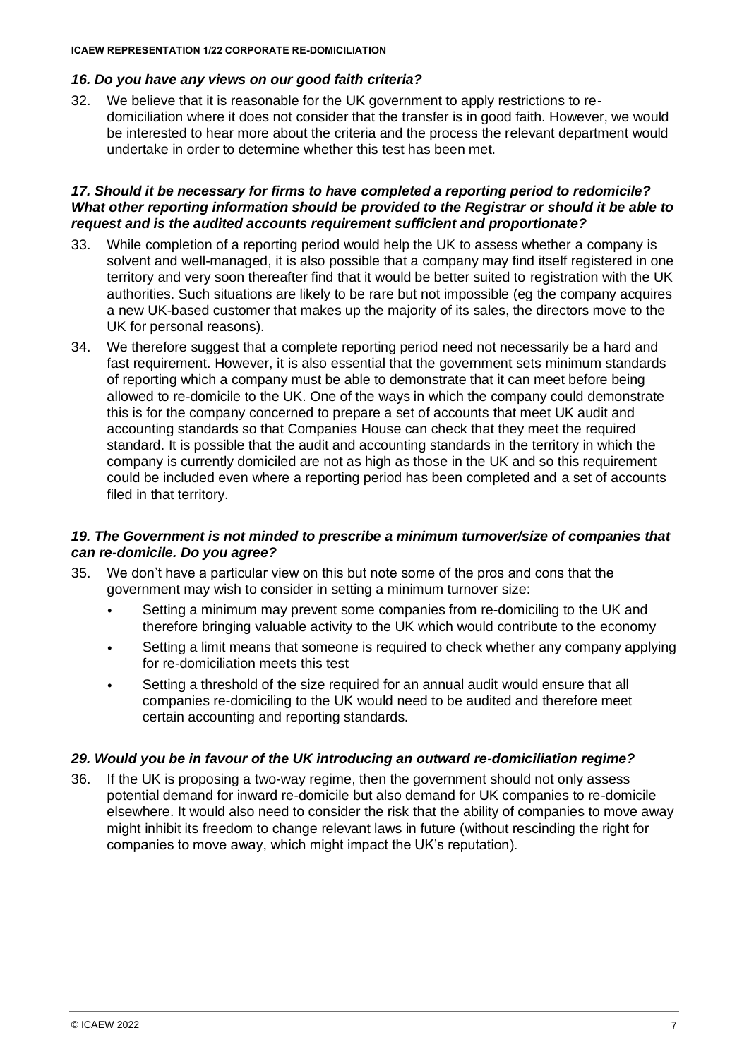### *16. Do you have any views on our good faith criteria?*

32. We believe that it is reasonable for the UK government to apply restrictions to re-domiciliation where it does not consider that the transfer is in good faith. However, we would be interested to hear more about the criteria and the process the relevant department would undertake in order to determine whether this test has been met.

### *17. Should it be necessary for firms to have completed a reporting period to redomicile? What other reporting information should be provided to the Registrar or should it be able to request and is the audited accounts requirement sufficient and proportionate?*

33. While completion of a reporting period would help the UK to assess whether a company is solvent and well-managed, it is also possible that a company may find itself registered in one territory and very soon thereafter find that it would be better suited to registration with the UK authorities. Such situations are likely to be rare but not impossible (eg the company acquires a new UK-based customer that makes up the majority of its sales, the directors move to the UK for personal reasons).

34. We therefore suggest that a complete reporting period need not necessarily be a hard and fast requirement. However, it is also essential that the government sets minimum standards of reporting which a company must be able to demonstrate that it can meet before being allowed to re-domicile to the UK. One of the ways in which the company could demonstrate this is for the company concerned to prepare a set of accounts that meet UK audit and accounting standards so that Companies House can check that they meet the required standard. It is possible that the audit and accounting standards in the territory in which the company is currently domiciled are not as high as those in the UK and so this requirement could be included even where a reporting period has been completed and a set of accounts filed in that territory.

### *19. The Government is not minded to prescribe a minimum turnover/size of companies that can re-domicile. Do you agree?*

35. We don't have a particular view on this but note some of the pros and cons that the government may wish to consider in setting a minimum turnover size:
    - Setting a minimum may prevent some companies from re-domiciling to the UK and therefore bringing valuable activity to the UK which would contribute to the economy
    - Setting a limit means that someone is required to check whether any company applying for re-domiciliation meets this test
    - Setting a threshold of the size required for an annual audit would ensure that all companies re-domiciling to the UK would need to be audited and therefore meet certain accounting and reporting standards.

### *29. Would you be in favour of the UK introducing an outward re-domiciliation regime?*

36. If the UK is proposing a two-way regime, then the government should not only assess potential demand for inward re-domicile but also demand for UK companies to re-domicile elsewhere. It would also need to consider the risk that the ability of companies to move away might inhibit its freedom to change relevant laws in future (without rescinding the right for companies to move away, which might impact the UK's reputation).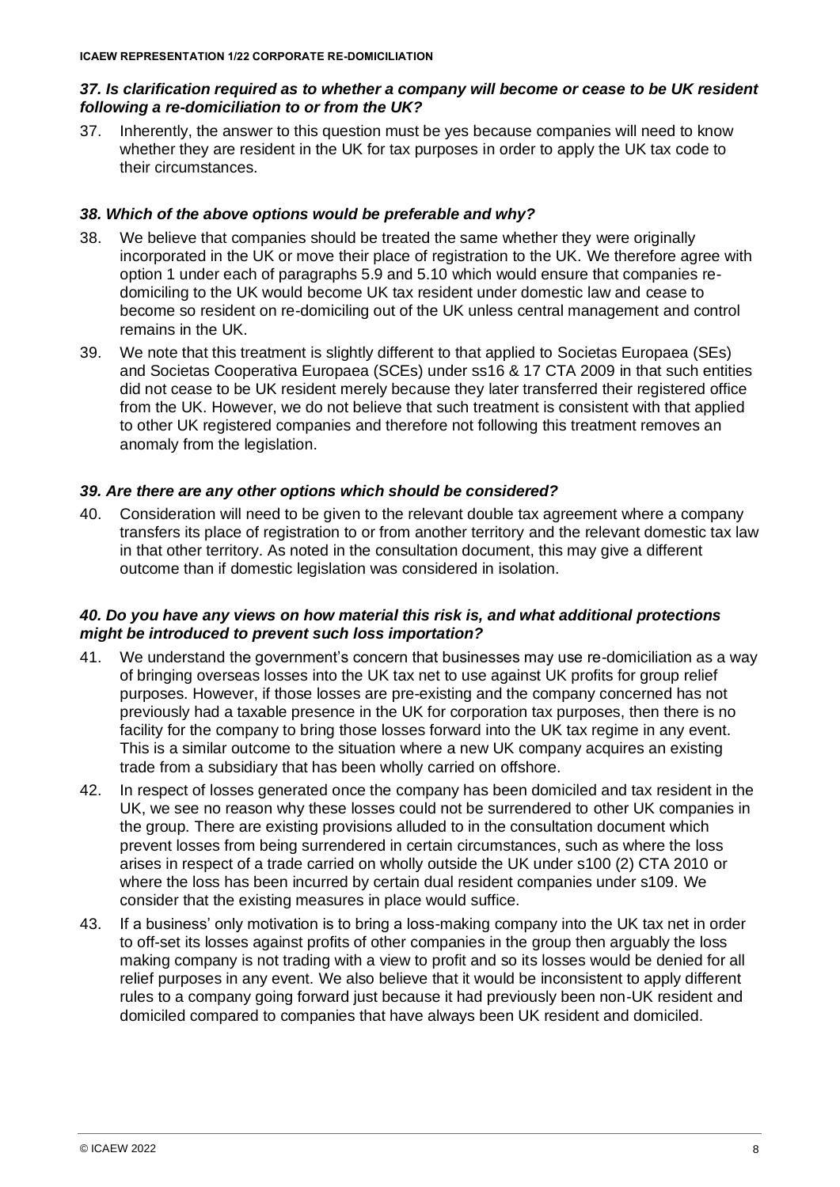### *37. Is clarification required as to whether a company will become or cease to be UK resident following a re-domiciliation to or from the UK?*

37. Inherently, the answer to this question must be yes because companies will need to know whether they are resident in the UK for tax purposes in order to apply the UK tax code to their circumstances.

### *38. Which of the above options would be preferable and why?*

38. We believe that companies should be treated the same whether they were originally incorporated in the UK or move their place of registration to the UK. We therefore agree with option 1 under each of paragraphs 5.9 and 5.10 which would ensure that companies re-domiciling to the UK would become UK tax resident under domestic law and cease to become so resident on re-domiciling out of the UK unless central management and control remains in the UK.

39. We note that this treatment is slightly different to that applied to Societas Europaea (SEs) and Societas Cooperativa Europaea (SCEs) under ss16 & 17 CTA 2009 in that such entities did not cease to be UK resident merely because they later transferred their registered office from the UK. However, we do not believe that such treatment is consistent with that applied to other UK registered companies and therefore not following this treatment removes an anomaly from the legislation.

### *39. Are there are any other options which should be considered?*

40. Consideration will need to be given to the relevant double tax agreement where a company transfers its place of registration to or from another territory and the relevant domestic tax law in that other territory. As noted in the consultation document, this may give a different outcome than if domestic legislation was considered in isolation.

### *40. Do you have any views on how material this risk is, and what additional protections might be introduced to prevent such loss importation?*

41. We understand the government's concern that businesses may use re-domiciliation as a way of bringing overseas losses into the UK tax net to use against UK profits for group relief purposes. However, if those losses are pre-existing and the company concerned has not previously had a taxable presence in the UK for corporation tax purposes, then there is no facility for the company to bring those losses forward into the UK tax regime in any event. This is a similar outcome to the situation where a new UK company acquires an existing trade from a subsidiary that has been wholly carried on offshore.

42. In respect of losses generated once the company has been domiciled and tax resident in the UK, we see no reason why these losses could not be surrendered to other UK companies in the group. There are existing provisions alluded to in the consultation document which prevent losses from being surrendered in certain circumstances, such as where the loss arises in respect of a trade carried on wholly outside the UK under s100 (2) CTA 2010 or where the loss has been incurred by certain dual resident companies under s109. We consider that the existing measures in place would suffice.

43. If a business' only motivation is to bring a loss-making company into the UK tax net in order to off-set its losses against profits of other companies in the group then arguably the loss making company is not trading with a view to profit and so its losses would be denied for all relief purposes in any event. We also believe that it would be inconsistent to apply different rules to a company going forward just because it had previously been non-UK resident and domiciled compared to companies that have always been UK resident and domiciled.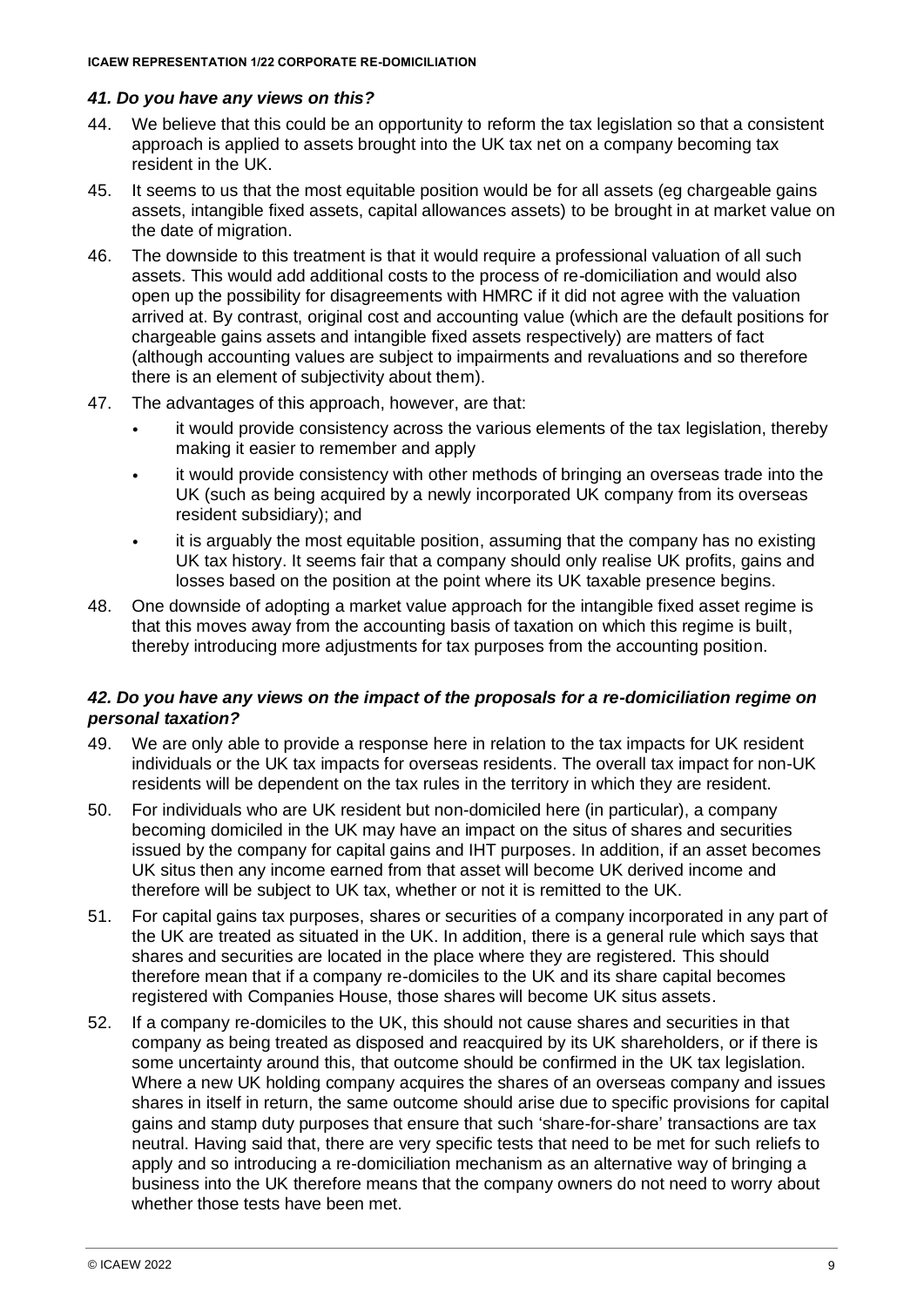### *41. Do you have any views on this?*

44. We believe that this could be an opportunity to reform the tax legislation so that a consistent approach is applied to assets brought into the UK tax net on a company becoming tax resident in the UK.

45. It seems to us that the most equitable position would be for all assets (eg chargeable gains assets, intangible fixed assets, capital allowances assets) to be brought in at market value on the date of migration.

46. The downside to this treatment is that it would require a professional valuation of all such assets. This would add additional costs to the process of re-domiciliation and would also open up the possibility for disagreements with HMRC if it did not agree with the valuation arrived at. By contrast, original cost and accounting value (which are the default positions for chargeable gains assets and intangible fixed assets respectively) are matters of fact (although accounting values are subject to impairments and revaluations and so therefore there is an element of subjectivity about them).

47. The advantages of this approach, however, are that:
    - it would provide consistency across the various elements of the tax legislation, thereby making it easier to remember and apply
    - it would provide consistency with other methods of bringing an overseas trade into the UK (such as being acquired by a newly incorporated UK company from its overseas resident subsidiary); and
    - it is arguably the most equitable position, assuming that the company has no existing UK tax history. It seems fair that a company should only realise UK profits, gains and losses based on the position at the point where its UK taxable presence begins.

48. One downside of adopting a market value approach for the intangible fixed asset regime is that this moves away from the accounting basis of taxation on which this regime is built, thereby introducing more adjustments for tax purposes from the accounting position.

### *42. Do you have any views on the impact of the proposals for a re-domiciliation regime on personal taxation?*

49. We are only able to provide a response here in relation to the tax impacts for UK resident individuals or the UK tax impacts for overseas residents. The overall tax impact for non-UK residents will be dependent on the tax rules in the territory in which they are resident.

50. For individuals who are UK resident but non-domiciled here (in particular), a company becoming domiciled in the UK may have an impact on the situs of shares and securities issued by the company for capital gains and IHT purposes. In addition, if an asset becomes UK situs then any income earned from that asset will become UK derived income and therefore will be subject to UK tax, whether or not it is remitted to the UK.

51. For capital gains tax purposes, shares or securities of a company incorporated in any part of the UK are treated as situated in the UK. In addition, there is a general rule which says that shares and securities are located in the place where they are registered. This should therefore mean that if a company re-domiciles to the UK and its share capital becomes registered with Companies House, those shares will become UK situs assets.

52. If a company re-domiciles to the UK, this should not cause shares and securities in that company as being treated as disposed and reacquired by its UK shareholders, or if there is some uncertainty around this, that outcome should be confirmed in the UK tax legislation. Where a new UK holding company acquires the shares of an overseas company and issues shares in itself in return, the same outcome should arise due to specific provisions for capital gains and stamp duty purposes that ensure that such 'share-for-share' transactions are tax neutral. Having said that, there are very specific tests that need to be met for such reliefs to apply and so introducing a re-domiciliation mechanism as an alternative way of bringing a business into the UK therefore means that the company owners do not need to worry about whether those tests have been met.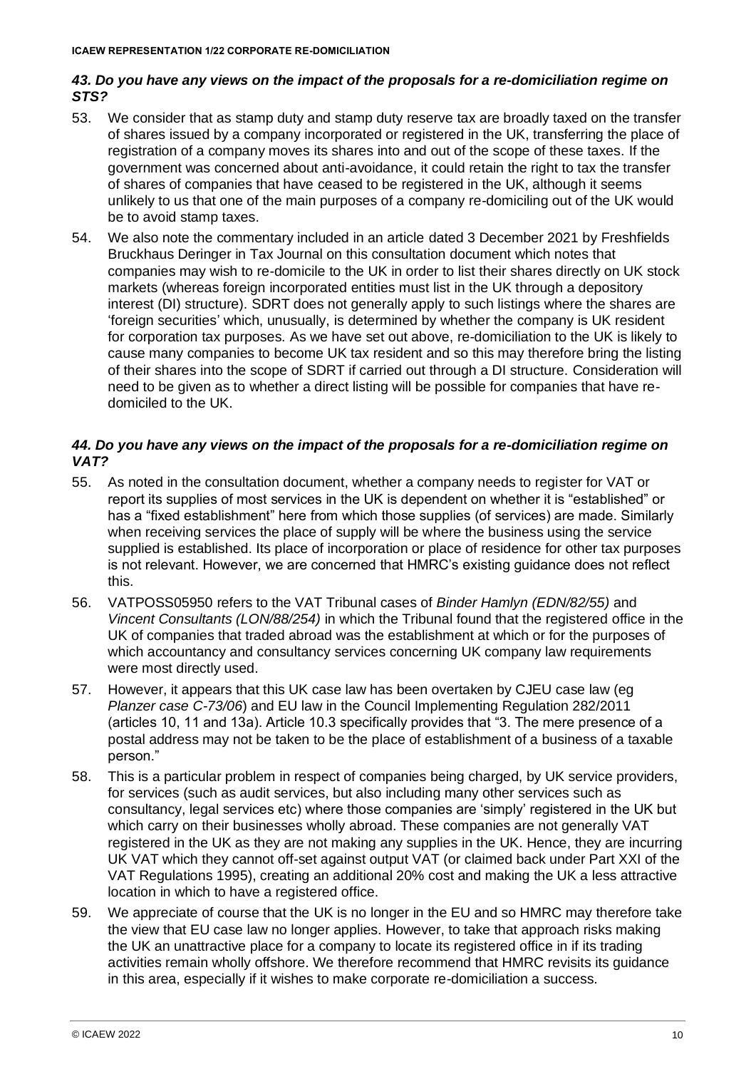### *43. Do you have any views on the impact of the proposals for a re-domiciliation regime on STS?*

53. We consider that as stamp duty and stamp duty reserve tax are broadly taxed on the transfer of shares issued by a company incorporated or registered in the UK, transferring the place of registration of a company moves its shares into and out of the scope of these taxes. If the government was concerned about anti-avoidance, it could retain the right to tax the transfer of shares of companies that have ceased to be registered in the UK, although it seems unlikely to us that one of the main purposes of a company re-domiciling out of the UK would be to avoid stamp taxes.

54. We also note the commentary included in an article dated 3 December 2021 by Freshfields Bruckhaus Deringer in Tax Journal on this consultation document which notes that companies may wish to re-domicile to the UK in order to list their shares directly on UK stock markets (whereas foreign incorporated entities must list in the UK through a depository interest (DI) structure). SDRT does not generally apply to such listings where the shares are 'foreign securities' which, unusually, is determined by whether the company is UK resident for corporation tax purposes. As we have set out above, re-domiciliation to the UK is likely to cause many companies to become UK tax resident and so this may therefore bring the listing of their shares into the scope of SDRT if carried out through a DI structure. Consideration will need to be given as to whether a direct listing will be possible for companies that have re-domiciled to the UK.

### *44. Do you have any views on the impact of the proposals for a re-domiciliation regime on VAT?*

55. As noted in the consultation document, whether a company needs to register for VAT or report its supplies of most services in the UK is dependent on whether it is "established" or has a "fixed establishment" here from which those supplies (of services) are made. Similarly when receiving services the place of supply will be where the business using the service supplied is established. Its place of incorporation or place of residence for other tax purposes is not relevant. However, we are concerned that HMRC's existing guidance does not reflect this.

56. VATPOSS05950 refers to the VAT Tribunal cases of *Binder Hamlyn (EDN/82/55)* and *Vincent Consultants (LON/88/254)* in which the Tribunal found that the registered office in the UK of companies that traded abroad was the establishment at which or for the purposes of which accountancy and consultancy services concerning UK company law requirements were most directly used.

57. However, it appears that this UK case law has been overtaken by CJEU case law (eg *Planzer case C-73/06*) and EU law in the Council Implementing Regulation 282/2011 (articles 10, 11 and 13a). Article 10.3 specifically provides that "3. The mere presence of a postal address may not be taken to be the place of establishment of a business of a taxable person."

58. This is a particular problem in respect of companies being charged, by UK service providers, for services (such as audit services, but also including many other services such as consultancy, legal services etc) where those companies are 'simply' registered in the UK but which carry on their businesses wholly abroad. These companies are not generally VAT registered in the UK as they are not making any supplies in the UK. Hence, they are incurring UK VAT which they cannot off-set against output VAT (or claimed back under Part XXI of the VAT Regulations 1995), creating an additional 20% cost and making the UK a less attractive location in which to have a registered office.

59. We appreciate of course that the UK is no longer in the EU and so HMRC may therefore take the view that EU case law no longer applies. However, to take that approach risks making the UK an unattractive place for a company to locate its registered office in if its trading activities remain wholly offshore. We therefore recommend that HMRC revisits its guidance in this area, especially if it wishes to make corporate re-domiciliation a success.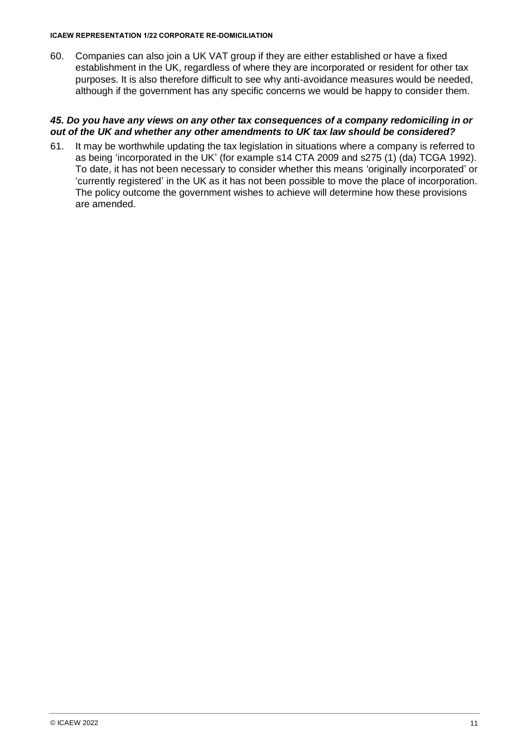60. Companies can also join a UK VAT group if they are either established or have a fixed establishment in the UK, regardless of where they are incorporated or resident for other tax purposes. It is also therefore difficult to see why anti-avoidance measures would be needed, although if the government has any specific concerns we would be happy to consider them.

### *45. Do you have any views on any other tax consequences of a company redomiciling in or out of the UK and whether any other amendments to UK tax law should be considered?*

61. It may be worthwhile updating the tax legislation in situations where a company is referred to as being 'incorporated in the UK' (for example s14 CTA 2009 and s275 (1) (da) TCGA 1992). To date, it has not been necessary to consider whether this means 'originally incorporated' or 'currently registered' in the UK as it has not been possible to move the place of incorporation. The policy outcome the government wishes to achieve will determine how these provisions are amended.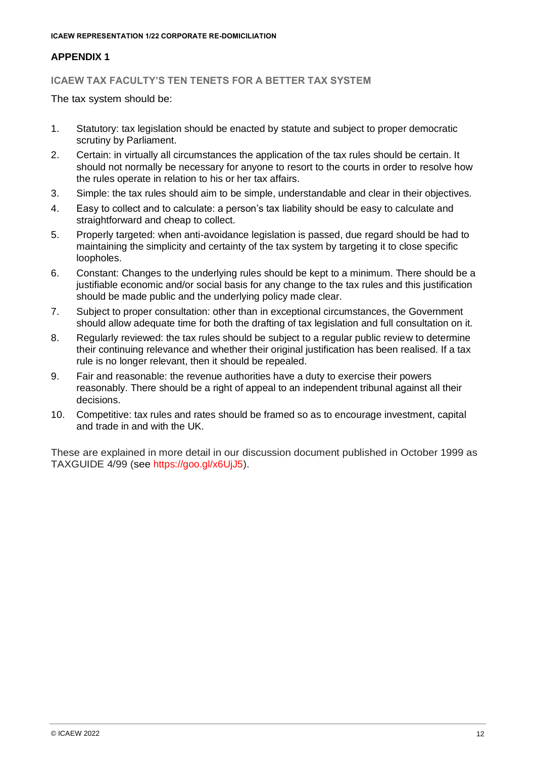## APPENDIX 1

### ICAEW TAX FACULTY'S TEN TENETS FOR A BETTER TAX SYSTEM

The tax system should be:

1. Statutory: tax legislation should be enacted by statute and subject to proper democratic scrutiny by Parliament.
2. Certain: in virtually all circumstances the application of the tax rules should be certain. It should not normally be necessary for anyone to resort to the courts in order to resolve how the rules operate in relation to his or her tax affairs.
3. Simple: the tax rules should aim to be simple, understandable and clear in their objectives.
4. Easy to collect and to calculate: a person's tax liability should be easy to calculate and straightforward and cheap to collect.
5. Properly targeted: when anti-avoidance legislation is passed, due regard should be had to maintaining the simplicity and certainty of the tax system by targeting it to close specific loopholes.
6. Constant: Changes to the underlying rules should be kept to a minimum. There should be a justifiable economic and/or social basis for any change to the tax rules and this justification should be made public and the underlying policy made clear.
7. Subject to proper consultation: other than in exceptional circumstances, the Government should allow adequate time for both the drafting of tax legislation and full consultation on it.
8. Regularly reviewed: the tax rules should be subject to a regular public review to determine their continuing relevance and whether their original justification has been realised. If a tax rule is no longer relevant, then it should be repealed.
9. Fair and reasonable: the revenue authorities have a duty to exercise their powers reasonably. There should be a right of appeal to an independent tribunal against all their decisions.
10. Competitive: tax rules and rates should be framed so as to encourage investment, capital and trade in and with the UK.

These are explained in more detail in our discussion document published in October 1999 as TAXGUIDE 4/99 (see https://goo.gl/x6UjJ5).